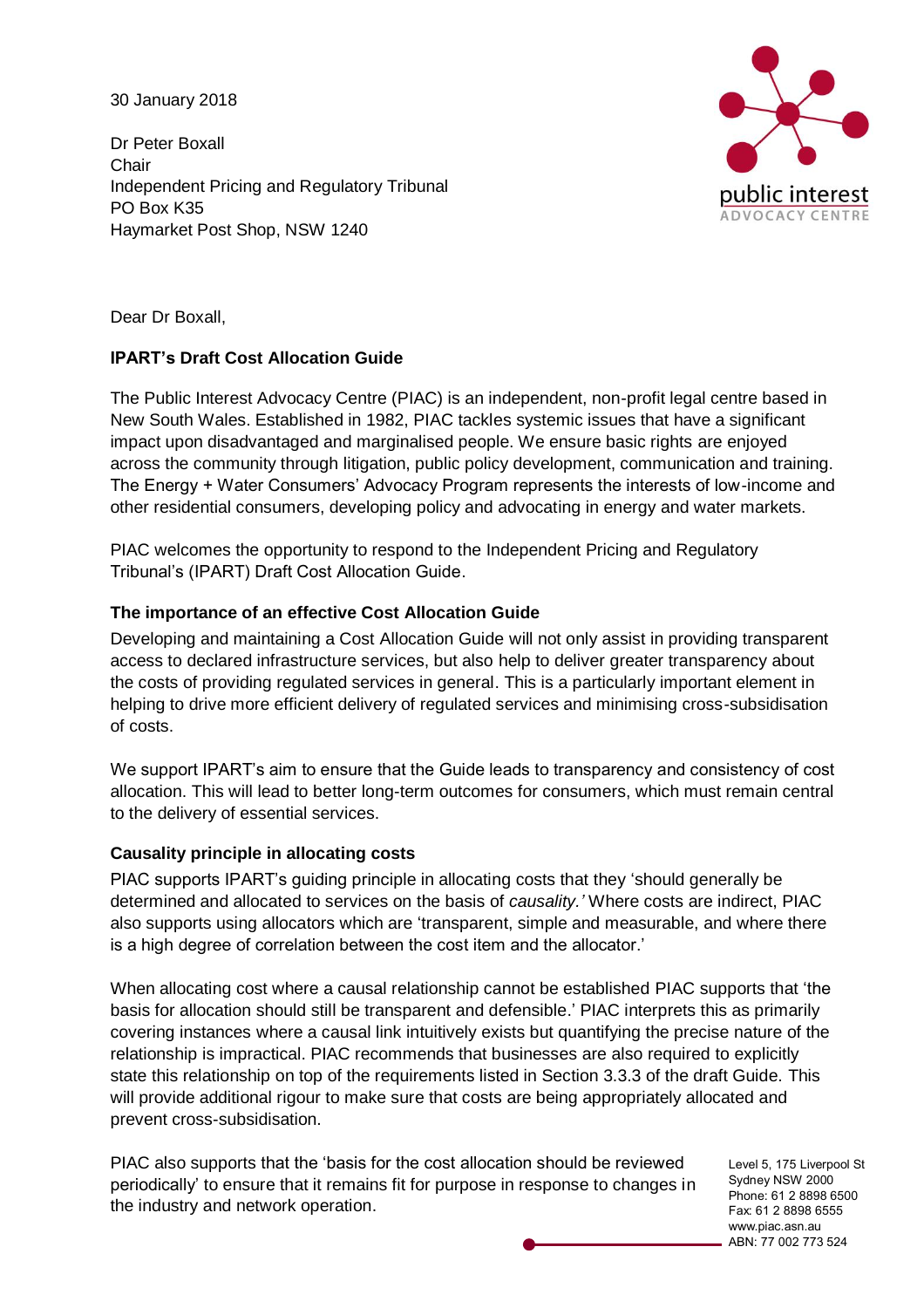30 January 2018

Dr Peter Boxall
Chair
Independent Pricing and Regulatory Tribunal
PO Box K35
Haymarket Post Shop, NSW 1240

public interest
ADVOCACY CENTRE

Dear Dr Boxall,

**IPART's Draft Cost Allocation Guide**

The Public Interest Advocacy Centre (PIAC) is an independent, non-profit legal centre based in New South Wales. Established in 1982, PIAC tackles systemic issues that have a significant impact upon disadvantaged and marginalised people. We ensure basic rights are enjoyed across the community through litigation, public policy development, communication and training. The Energy + Water Consumers' Advocacy Program represents the interests of low-income and other residential consumers, developing policy and advocating in energy and water markets.

PIAC welcomes the opportunity to respond to the Independent Pricing and Regulatory Tribunal's (IPART) Draft Cost Allocation Guide.

**The importance of an effective Cost Allocation Guide**

Developing and maintaining a Cost Allocation Guide will not only assist in providing transparent access to declared infrastructure services, but also help to deliver greater transparency about the costs of providing regulated services in general. This is a particularly important element in helping to drive more efficient delivery of regulated services and minimising cross-subsidisation of costs.

We support IPART's aim to ensure that the Guide leads to transparency and consistency of cost allocation. This will lead to better long-term outcomes for consumers, which must remain central to the delivery of essential services.

**Causality principle in allocating costs**

PIAC supports IPART's guiding principle in allocating costs that they 'should generally be determined and allocated to services on the basis of *causality.'* Where costs are indirect, PIAC also supports using allocators which are 'transparent, simple and measurable, and where there is a high degree of correlation between the cost item and the allocator.'

When allocating cost where a causal relationship cannot be established PIAC supports that 'the basis for allocation should still be transparent and defensible.' PIAC interprets this as primarily covering instances where a causal link intuitively exists but quantifying the precise nature of the relationship is impractical. PIAC recommends that businesses are also required to explicitly state this relationship on top of the requirements listed in Section 3.3.3 of the draft Guide. This will provide additional rigour to make sure that costs are being appropriately allocated and prevent cross-subsidisation.

PIAC also supports that the 'basis for the cost allocation should be reviewed periodically' to ensure that it remains fit for purpose in response to changes in the industry and network operation.

Level 5, 175 Liverpool St
Sydney NSW 2000
Phone: 61 2 8898 6500
Fax: 61 2 8898 6555
www.piac.asn.au
ABN: 77 002 773 524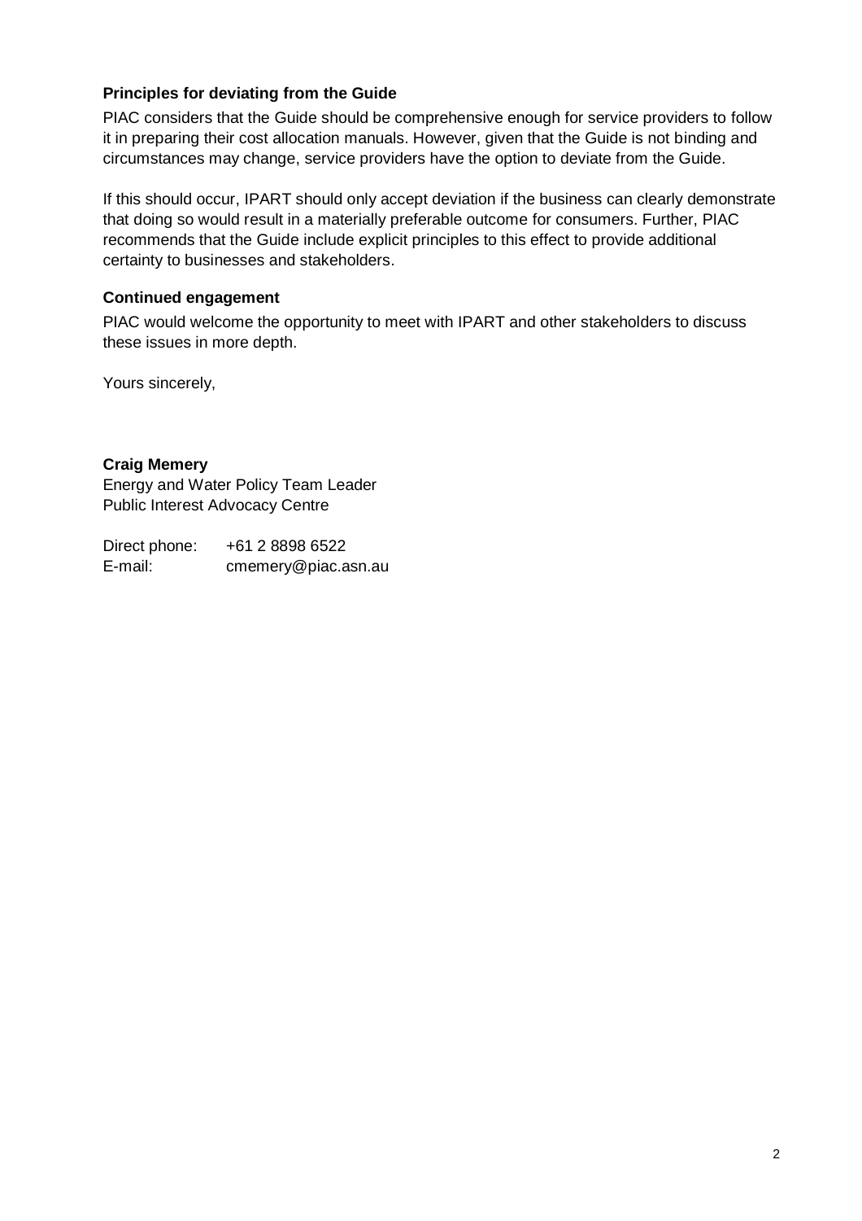### Principles for deviating from the Guide

PIAC considers that the Guide should be comprehensive enough for service providers to follow it in preparing their cost allocation manuals. However, given that the Guide is not binding and circumstances may change, service providers have the option to deviate from the Guide.

If this should occur, IPART should only accept deviation if the business can clearly demonstrate that doing so would result in a materially preferable outcome for consumers. Further, PIAC recommends that the Guide include explicit principles to this effect to provide additional certainty to businesses and stakeholders.

### Continued engagement

PIAC would welcome the opportunity to meet with IPART and other stakeholders to discuss these issues in more depth.

Yours sincerely,

**Craig Memery**
Energy and Water Policy Team Leader
Public Interest Advocacy Centre

Direct phone: +61 2 8898 6522
E-mail: cmemery@piac.asn.au